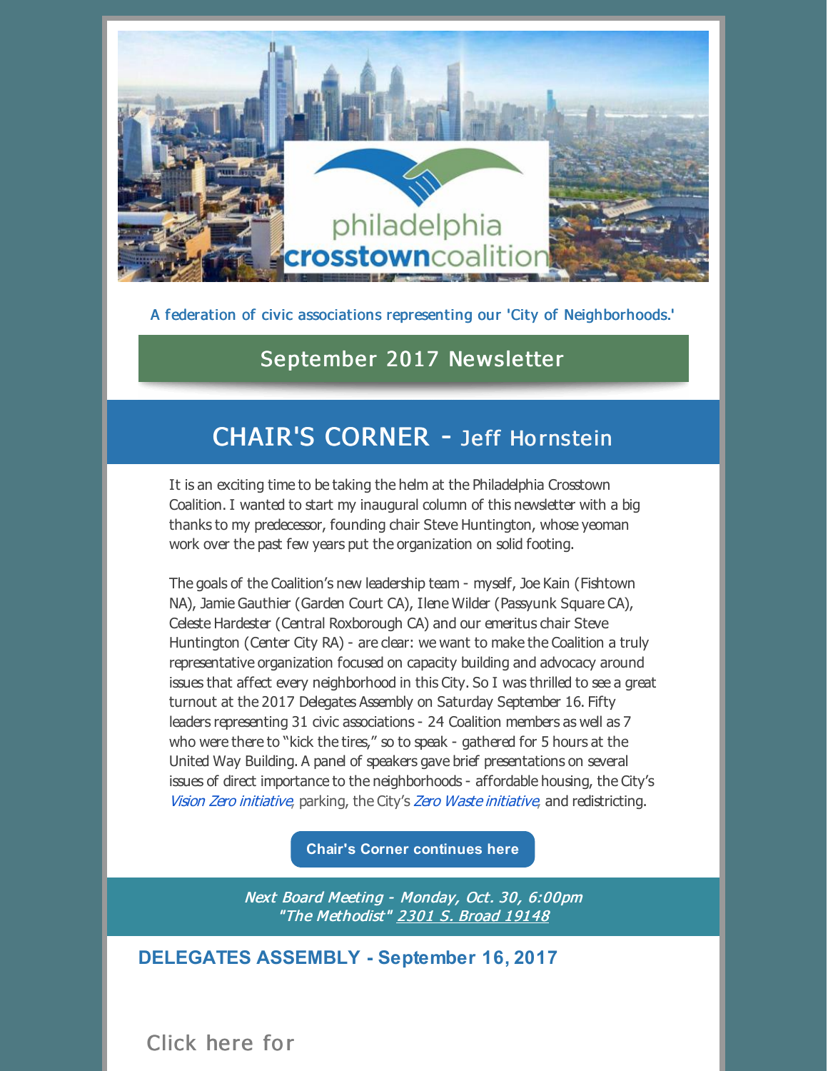A federation of civic associations representing our 'City of Neighborhoods.'

## September 2017 Newsletter

## CHAIR'S CORNER - Jeff Hornstein

It is an exciting time to be taking the helm at the Philadelphia Crosstown Coalition. I wanted to start my inaugural column of this newsletter with a big thanks to my predecessor, founding chair Steve Huntington, whose yeoman work over the past few years put the organization on solid footing.

The goals of the Coalition's new leadership team - myself, Joe Kain (Fishtown NA), Jamie Gauthier (Garden Court CA), Ilene Wilder (Passyunk Square CA), Celeste Hardester (Central Roxborough CA) and our emeritus chair Steve Huntington (Center City RA) - are clear: we want to make the Coalition a truly representative organization focused on capacity building and advocacy around issues that affect every neighborhood in this City. So I was thrilled to see a great turnout at the 2017 Delegates Assembly on Saturday September 16. Fifty leaders representing 31 civic associations - 24 Coalition members as well as 7 who were there to "kick the tires," so to speak - gathered for 5 hours at the United Way Building. A panel of speakers gave brief presentations on several issues of direct importance to the neighborhoods - affordable housing, the City's *Vision Zero initiative*, parking, the City's *Zero Waste initiative*, and redistricting.

Chair's Corner continues here

*Next Board Meeting - Monday, Oct. 30, 6:00pm*
*"The Methodist" 2301 S. Broad 19148*

### DELEGATES ASSEMBLY - September 16, 2017

Click here for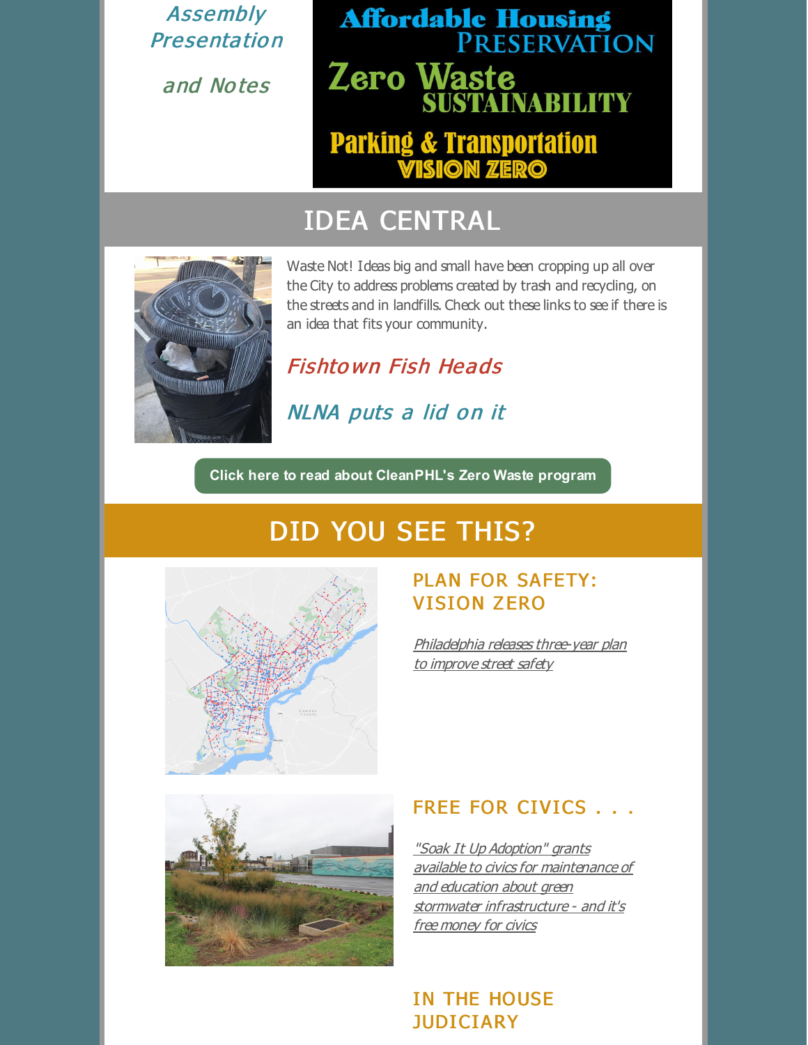*Assembly Presentation*

*and Notes*

Affordable Housing PRESERVATION

Zero Waste SUSTAINABILITY

Parking & Transportation VISION ZERO

## IDEA CENTRAL

Waste Not! Ideas big and small have been cropping up all over the City to address problems created by trash and recycling, on the streets and in landfills. Check out these links to see if there is an idea that fits your community.

*Fishtown Fish Heads*

*NLNA puts a lid on it*

**Click here to read about CleanPHL's Zero Waste program**

## DID YOU SEE THIS?

### PLAN FOR SAFETY: VISION ZERO

*Philadelphia releases three-year plan to improve street safety*

### FREE FOR CIVICS . . .

*"Soak It Up Adoption" grants available to civics for maintenance of and education about green stormwater infrastructure - and it's free money for civics*

### IN THE HOUSE JUDICIARY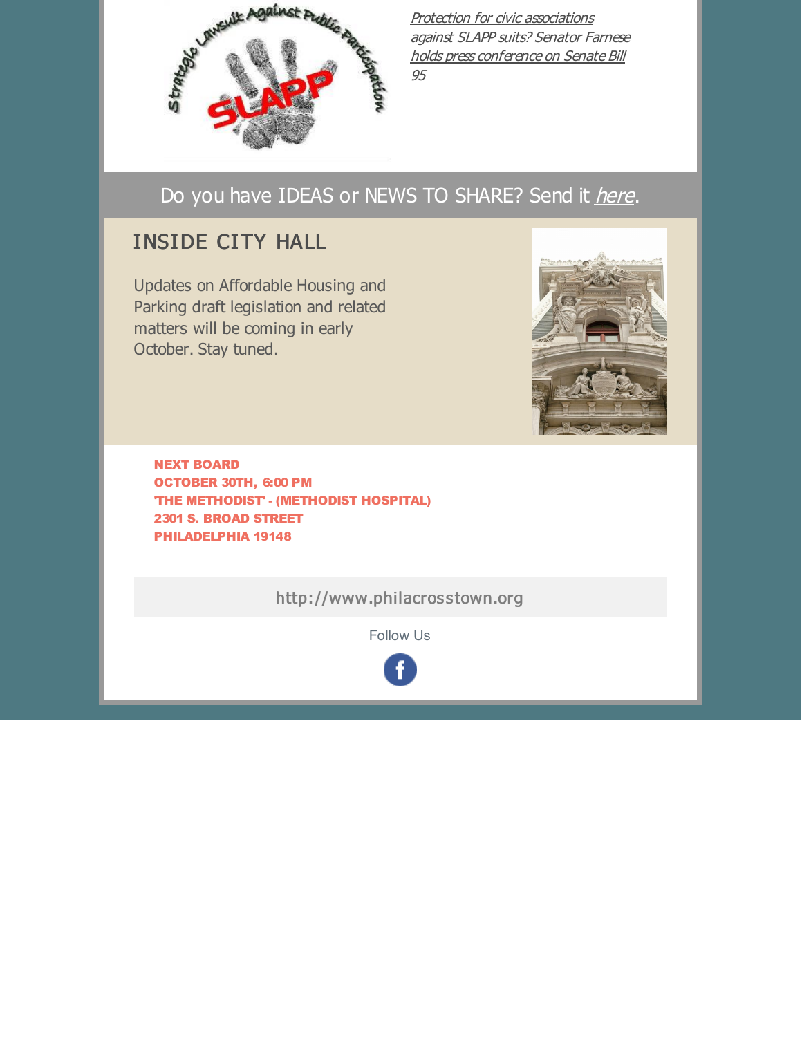*Protection for civic associations against SLAPP suits? Senator Farnese holds press conference on Senate Bill 95*

Do you have IDEAS or NEWS TO SHARE? Send it *here*.

## INSIDE CITY HALL

Updates on Affordable Housing and Parking draft legislation and related matters will be coming in early October. Stay tuned.

**NEXT BOARD**
**OCTOBER 30TH, 6:00 PM**
**'THE METHODIST' - (METHODIST HOSPITAL)**
**2301 S. BROAD STREET**
**PHILADELPHIA 19148**

---

http://www.philacrosstown.org

Follow Us